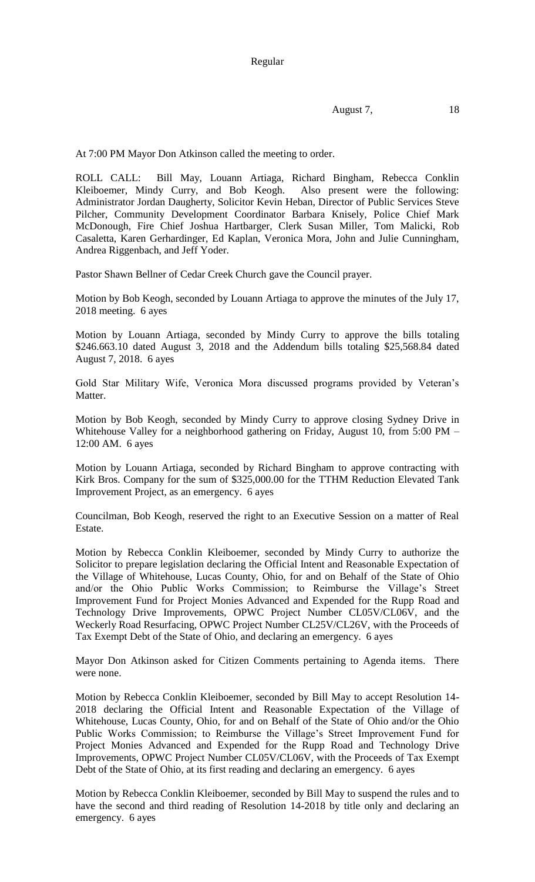Regular

August 7, 18

At 7:00 PM Mayor Don Atkinson called the meeting to order.

ROLL CALL: Bill May, Louann Artiaga, Richard Bingham, Rebecca Conklin Kleiboemer, Mindy Curry, and Bob Keogh. Also present were the following: Administrator Jordan Daugherty, Solicitor Kevin Heban, Director of Public Services Steve Pilcher, Community Development Coordinator Barbara Knisely, Police Chief Mark McDonough, Fire Chief Joshua Hartbarger, Clerk Susan Miller, Tom Malicki, Rob Casaletta, Karen Gerhardinger, Ed Kaplan, Veronica Mora, John and Julie Cunningham, Andrea Riggenbach, and Jeff Yoder.

Pastor Shawn Bellner of Cedar Creek Church gave the Council prayer.

Motion by Bob Keogh, seconded by Louann Artiaga to approve the minutes of the July 17, 2018 meeting. 6 ayes

Motion by Louann Artiaga, seconded by Mindy Curry to approve the bills totaling $246.663.10 dated August 3, 2018 and the Addendum bills totaling $25,568.84 dated August 7, 2018. 6 ayes

Gold Star Military Wife, Veronica Mora discussed programs provided by Veteran's Matter.

Motion by Bob Keogh, seconded by Mindy Curry to approve closing Sydney Drive in Whitehouse Valley for a neighborhood gathering on Friday, August 10, from 5:00 PM – 12:00 AM. 6 ayes

Motion by Louann Artiaga, seconded by Richard Bingham to approve contracting with Kirk Bros. Company for the sum of $325,000.00 for the TTHM Reduction Elevated Tank Improvement Project, as an emergency. 6 ayes

Councilman, Bob Keogh, reserved the right to an Executive Session on a matter of Real Estate.

Motion by Rebecca Conklin Kleiboemer, seconded by Mindy Curry to authorize the Solicitor to prepare legislation declaring the Official Intent and Reasonable Expectation of the Village of Whitehouse, Lucas County, Ohio, for and on Behalf of the State of Ohio and/or the Ohio Public Works Commission; to Reimburse the Village's Street Improvement Fund for Project Monies Advanced and Expended for the Rupp Road and Technology Drive Improvements, OPWC Project Number CL05V/CL06V, and the Weckerly Road Resurfacing, OPWC Project Number CL25V/CL26V, with the Proceeds of Tax Exempt Debt of the State of Ohio, and declaring an emergency. 6 ayes

Mayor Don Atkinson asked for Citizen Comments pertaining to Agenda items. There were none.

Motion by Rebecca Conklin Kleiboemer, seconded by Bill May to accept Resolution 14-2018 declaring the Official Intent and Reasonable Expectation of the Village of Whitehouse, Lucas County, Ohio, for and on Behalf of the State of Ohio and/or the Ohio Public Works Commission; to Reimburse the Village's Street Improvement Fund for Project Monies Advanced and Expended for the Rupp Road and Technology Drive Improvements, OPWC Project Number CL05V/CL06V, with the Proceeds of Tax Exempt Debt of the State of Ohio, at its first reading and declaring an emergency. 6 ayes

Motion by Rebecca Conklin Kleiboemer, seconded by Bill May to suspend the rules and to have the second and third reading of Resolution 14-2018 by title only and declaring an emergency. 6 ayes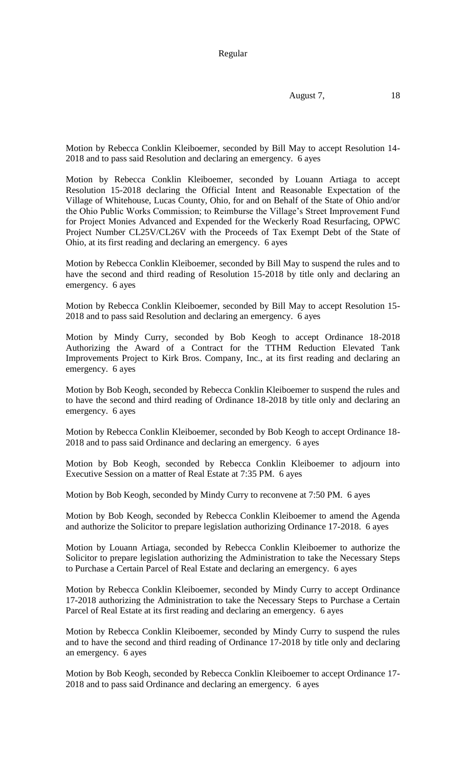Motion by Rebecca Conklin Kleiboemer, seconded by Bill May to accept Resolution 14-2018 and to pass said Resolution and declaring an emergency. 6 ayes

Motion by Rebecca Conklin Kleiboemer, seconded by Louann Artiaga to accept Resolution 15-2018 declaring the Official Intent and Reasonable Expectation of the Village of Whitehouse, Lucas County, Ohio, for and on Behalf of the State of Ohio and/or the Ohio Public Works Commission; to Reimburse the Village's Street Improvement Fund for Project Monies Advanced and Expended for the Weckerly Road Resurfacing, OPWC Project Number CL25V/CL26V with the Proceeds of Tax Exempt Debt of the State of Ohio, at its first reading and declaring an emergency. 6 ayes

Motion by Rebecca Conklin Kleiboemer, seconded by Bill May to suspend the rules and to have the second and third reading of Resolution 15-2018 by title only and declaring an emergency. 6 ayes

Motion by Rebecca Conklin Kleiboemer, seconded by Bill May to accept Resolution 15-2018 and to pass said Resolution and declaring an emergency. 6 ayes

Motion by Mindy Curry, seconded by Bob Keogh to accept Ordinance 18-2018 Authorizing the Award of a Contract for the TTHM Reduction Elevated Tank Improvements Project to Kirk Bros. Company, Inc., at its first reading and declaring an emergency. 6 ayes

Motion by Bob Keogh, seconded by Rebecca Conklin Kleiboemer to suspend the rules and to have the second and third reading of Ordinance 18-2018 by title only and declaring an emergency. 6 ayes

Motion by Rebecca Conklin Kleiboemer, seconded by Bob Keogh to accept Ordinance 18-2018 and to pass said Ordinance and declaring an emergency. 6 ayes

Motion by Bob Keogh, seconded by Rebecca Conklin Kleiboemer to adjourn into Executive Session on a matter of Real Estate at 7:35 PM. 6 ayes

Motion by Bob Keogh, seconded by Mindy Curry to reconvene at 7:50 PM. 6 ayes

Motion by Bob Keogh, seconded by Rebecca Conklin Kleiboemer to amend the Agenda and authorize the Solicitor to prepare legislation authorizing Ordinance 17-2018. 6 ayes

Motion by Louann Artiaga, seconded by Rebecca Conklin Kleiboemer to authorize the Solicitor to prepare legislation authorizing the Administration to take the Necessary Steps to Purchase a Certain Parcel of Real Estate and declaring an emergency. 6 ayes

Motion by Rebecca Conklin Kleiboemer, seconded by Mindy Curry to accept Ordinance 17-2018 authorizing the Administration to take the Necessary Steps to Purchase a Certain Parcel of Real Estate at its first reading and declaring an emergency. 6 ayes

Motion by Rebecca Conklin Kleiboemer, seconded by Mindy Curry to suspend the rules and to have the second and third reading of Ordinance 17-2018 by title only and declaring an emergency. 6 ayes

Motion by Bob Keogh, seconded by Rebecca Conklin Kleiboemer to accept Ordinance 17-2018 and to pass said Ordinance and declaring an emergency. 6 ayes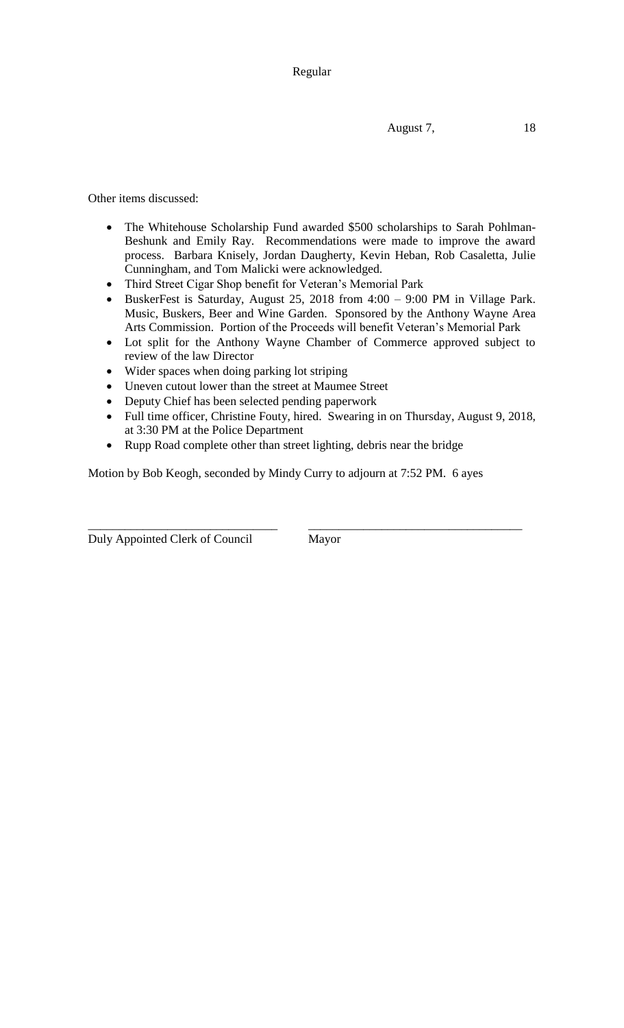Other items discussed:

- The Whitehouse Scholarship Fund awarded $500 scholarships to Sarah Pohlman-Beshunk and Emily Ray. Recommendations were made to improve the award process. Barbara Knisely, Jordan Daugherty, Kevin Heban, Rob Casaletta, Julie Cunningham, and Tom Malicki were acknowledged.
- Third Street Cigar Shop benefit for Veteran's Memorial Park
- BuskerFest is Saturday, August 25, 2018 from 4:00 – 9:00 PM in Village Park. Music, Buskers, Beer and Wine Garden. Sponsored by the Anthony Wayne Area Arts Commission. Portion of the Proceeds will benefit Veteran's Memorial Park
- Lot split for the Anthony Wayne Chamber of Commerce approved subject to review of the law Director
- Wider spaces when doing parking lot striping
- Uneven cutout lower than the street at Maumee Street
- Deputy Chief has been selected pending paperwork
- Full time officer, Christine Fouty, hired. Swearing in on Thursday, August 9, 2018, at 3:30 PM at the Police Department
- Rupp Road complete other than street lighting, debris near the bridge

Motion by Bob Keogh, seconded by Mindy Curry to adjourn at 7:52 PM. 6 ayes

_______________________________ ___________________________________

Duly Appointed Clerk of Council Mayor